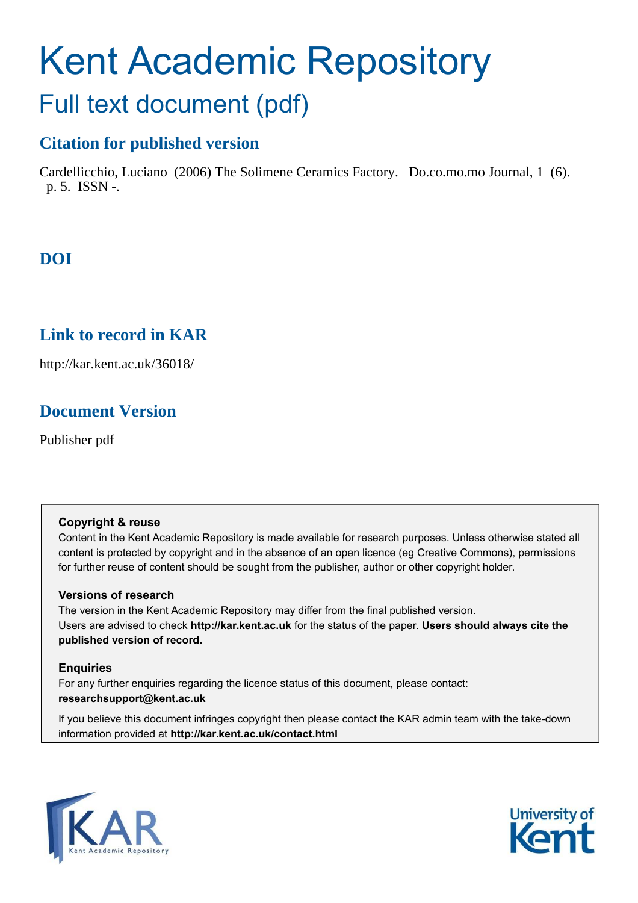# Kent Academic Repository

## Full text document (pdf)

### Citation for published version

Cardellicchio, Luciano (2006) The Solimene Ceramics Factory. Do.co.mo.mo Journal, 1 (6). p. 5. ISSN -.

### DOI

### Link to record in KAR

http://kar.kent.ac.uk/36018/

### Document Version

Publisher pdf

**Copyright & reuse**

Content in the Kent Academic Repository is made available for research purposes. Unless otherwise stated all content is protected by copyright and in the absence of an open licence (eg Creative Commons), permissions for further reuse of content should be sought from the publisher, author or other copyright holder.

**Versions of research**

The version in the Kent Academic Repository may differ from the final published version. Users are advised to check **http://kar.kent.ac.uk** for the status of the paper. **Users should always cite the published version of record.**

**Enquiries**

For any further enquiries regarding the licence status of this document, please contact: **researchsupport@kent.ac.uk**

If you believe this document infringes copyright then please contact the KAR admin team with the take-down information provided at **http://kar.kent.ac.uk/contact.html**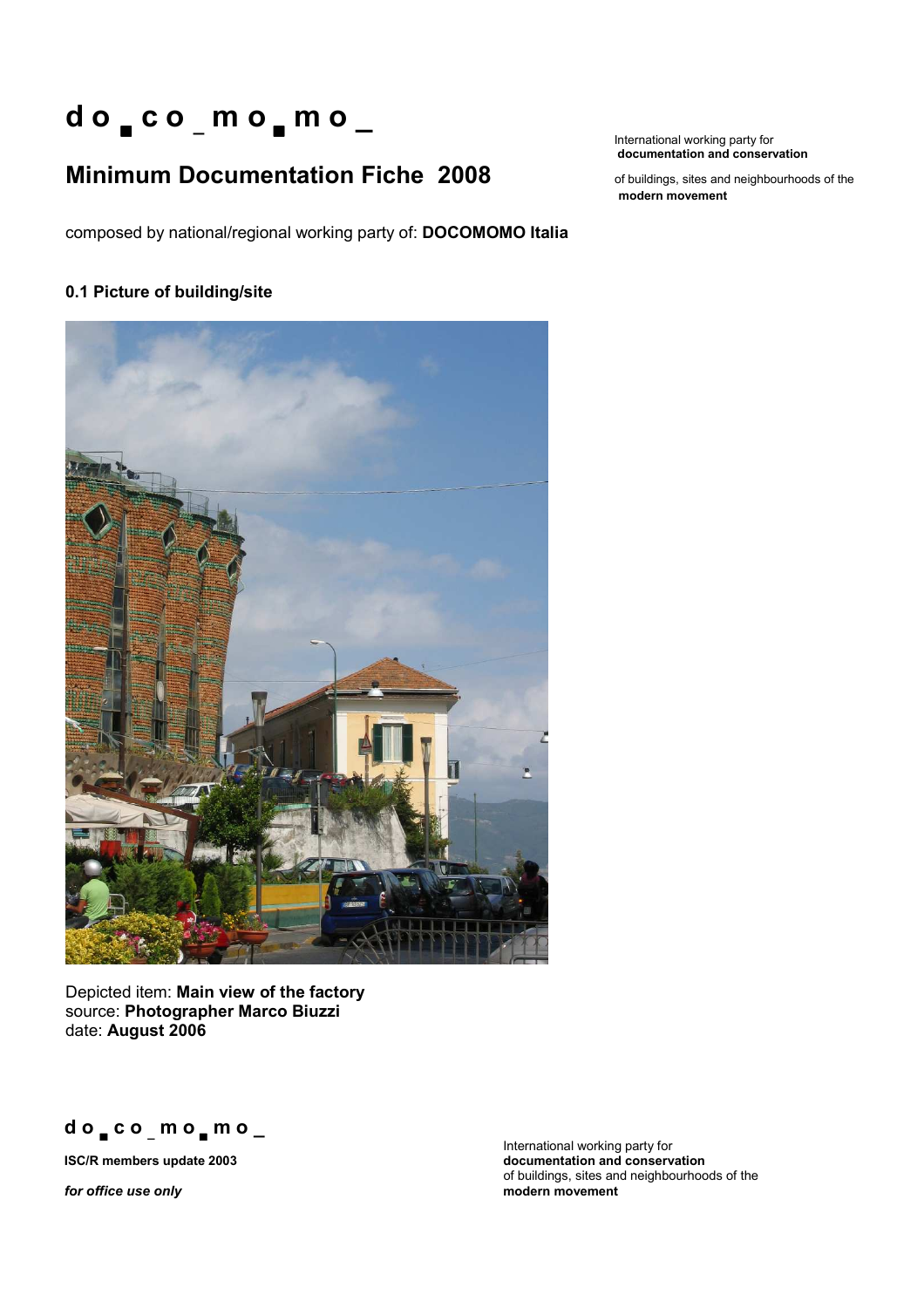# d o ▄ c o _ m o ▄ m o _

## Minimum Documentation Fiche 2008

International working party for
**documentation and conservation**
of buildings, sites and neighbourhoods of the
**modern movement**

composed by national/regional working party of: **DOCOMOMO Italia**

### 0.1 Picture of building/site

Depicted item: **Main view of the factory**
source: **Photographer Marco Biuzzi**
date: **August 2006**

d o ▄ c o _ m o ▄ m o _

**ISC/R members update 2003**

***for office use only***

International working party for
**documentation and conservation**
of buildings, sites and neighbourhoods of the
**modern movement**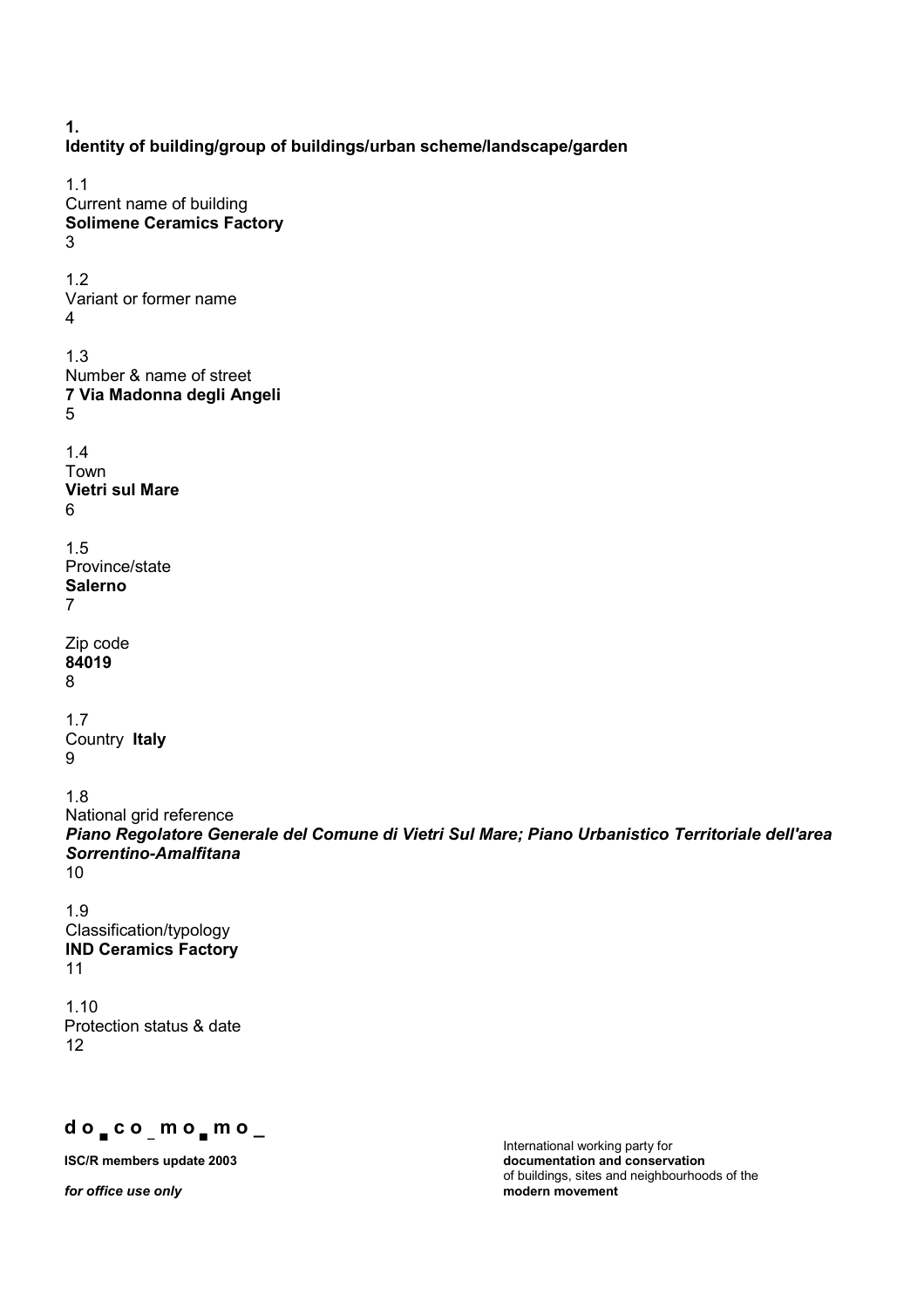**1.**
**Identity of building/group of buildings/urban scheme/landscape/garden**

1.1
Current name of building
**Solimene Ceramics Factory**
3

1.2
Variant or former name
4

1.3
Number & name of street
**7 Via Madonna degli Angeli**
5

1.4
Town
**Vietri sul Mare**
6

1.5
Province/state
**Salerno**
7

Zip code
**84019**
8

1.7
Country **Italy**
9

1.8
National grid reference
***Piano Regolatore Generale del Comune di Vietri Sul Mare; Piano Urbanistico Territoriale dell'area Sorrentino-Amalfitana***
10

1.9
Classification/typology
**IND Ceramics Factory**
11

1.10
Protection status & date
12

**d o _ c o _ m o _ m o _**

**ISC/R members update 2003**

***for office use only***

International working party for
**documentation and conservation**
of buildings, sites and neighbourhoods of the
**modern movement**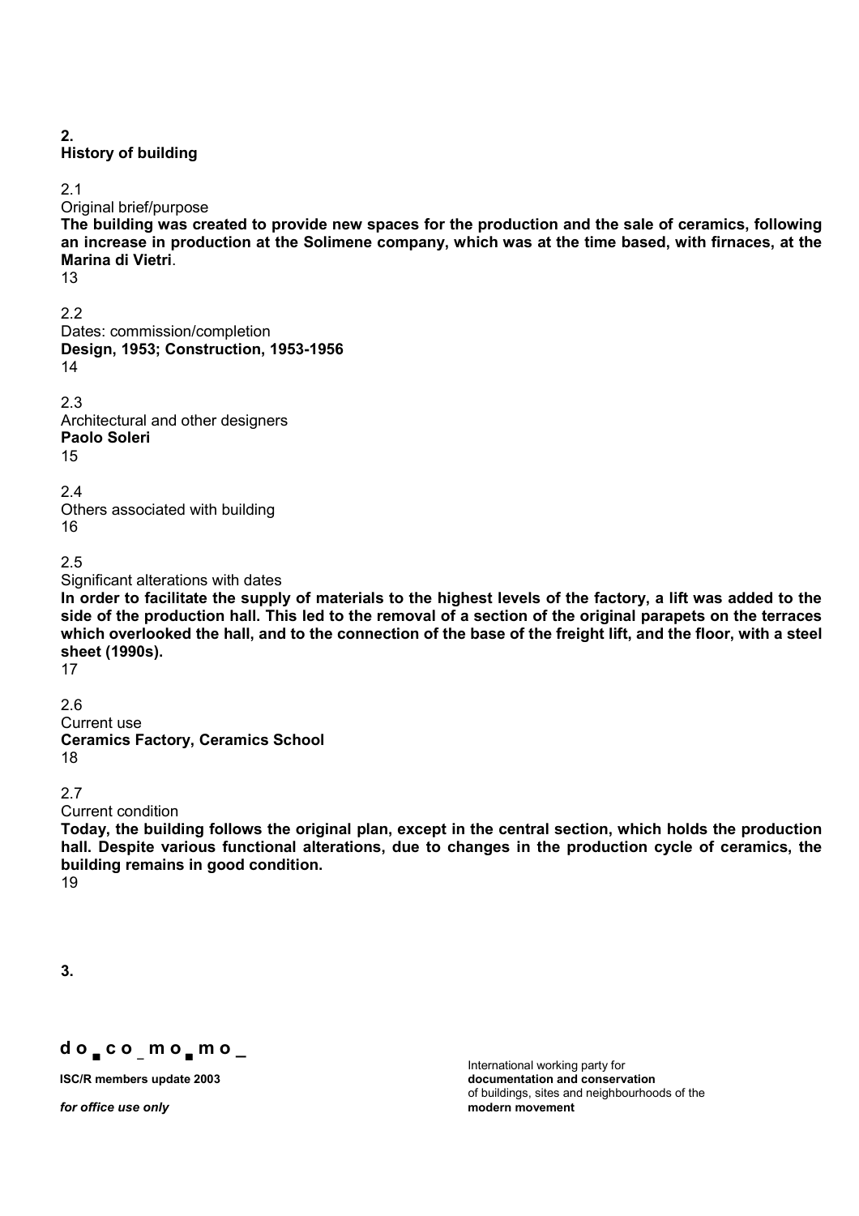**2.**
**History of building**

2.1
Original brief/purpose
**The building was created to provide new spaces for the production and the sale of ceramics, following an increase in production at the Solimene company, which was at the time based, with firnaces, at the Marina di Vietri**.
13

2.2
Dates: commission/completion
**Design, 1953; Construction, 1953-1956**
14

2.3
Architectural and other designers
**Paolo Soleri**
15

2.4
Others associated with building
16

2.5
Significant alterations with dates
**In order to facilitate the supply of materials to the highest levels of the factory, a lift was added to the side of the production hall. This led to the removal of a section of the original parapets on the terraces which overlooked the hall, and to the connection of the base of the freight lift, and the floor, with a steel sheet (1990s).**
17

2.6
Current use
**Ceramics Factory, Ceramics School**
18

2.7
Current condition
**Today, the building follows the original plan, except in the central section, which holds the production hall. Despite various functional alterations, due to changes in the production cycle of ceramics, the building remains in good condition.**
19

**3.**

**d o _ c o _ m o _ m o _**

**ISC/R members update 2003**

*for office use only*

International working party for
**documentation and conservation**
of buildings, sites and neighbourhoods of the
**modern movement**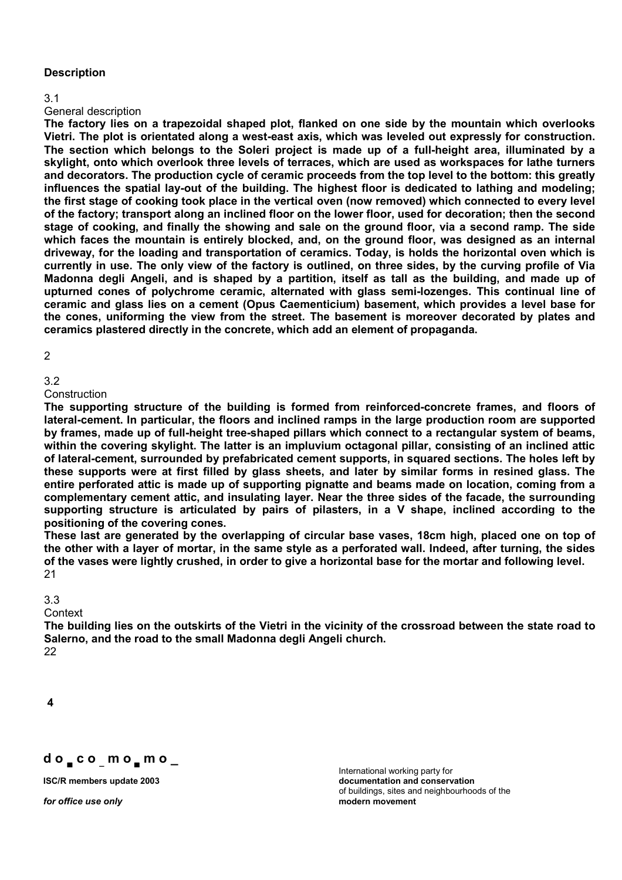## Description

### 3.1
General description

**The factory lies on a trapezoidal shaped plot, flanked on one side by the mountain which overlooks Vietri. The plot is orientated along a west-east axis, which was leveled out expressly for construction. The section which belongs to the Soleri project is made up of a full-height area, illuminated by a skylight, onto which overlook three levels of terraces, which are used as workspaces for lathe turners and decorators. The production cycle of ceramic proceeds from the top level to the bottom: this greatly influences the spatial lay-out of the building. The highest floor is dedicated to lathing and modeling; the first stage of cooking took place in the vertical oven (now removed) which connected to every level of the factory; transport along an inclined floor on the lower floor, used for decoration; then the second stage of cooking, and finally the showing and sale on the ground floor, via a second ramp. The side which faces the mountain is entirely blocked, and, on the ground floor, was designed as an internal driveway, for the loading and transportation of ceramics. Today, is holds the horizontal oven which is currently in use. The only view of the factory is outlined, on three sides, by the curving profile of Via Madonna degli Angeli, and is shaped by a partition, itself as tall as the building, and made up of upturned cones of polychrome ceramic, alternated with glass semi-lozenges. This continual line of ceramic and glass lies on a cement (Opus Caementicium) basement, which provides a level base for the cones, uniforming the view from the street. The basement is moreover decorated by plates and ceramics plastered directly in the concrete, which add an element of propaganda.**

2

### 3.2
Construction

**The supporting structure of the building is formed from reinforced-concrete frames, and floors of lateral-cement. In particular, the floors and inclined ramps in the large production room are supported by frames, made up of full-height tree-shaped pillars which connect to a rectangular system of beams, within the covering skylight. The latter is an impluvium octagonal pillar, consisting of an inclined attic of lateral-cement, surrounded by prefabricated cement supports, in squared sections. The holes left by these supports were at first filled by glass sheets, and later by similar forms in resined glass. The entire perforated attic is made up of supporting pignatte and beams made on location, coming from a complementary cement attic, and insulating layer. Near the three sides of the facade, the surrounding supporting structure is articulated by pairs of pilasters, in a V shape, inclined according to the positioning of the covering cones.**

**These last are generated by the overlapping of circular base vases, 18cm high, placed one on top of the other with a layer of mortar, in the same style as a perforated wall. Indeed, after turning, the sides of the vases were lightly crushed, in order to give a horizontal base for the mortar and following level.**
21

### 3.3
Context

**The building lies on the outskirts of the Vietri in the vicinity of the crossroad between the state road to Salerno, and the road to the small Madonna degli Angeli church.**
22

**4**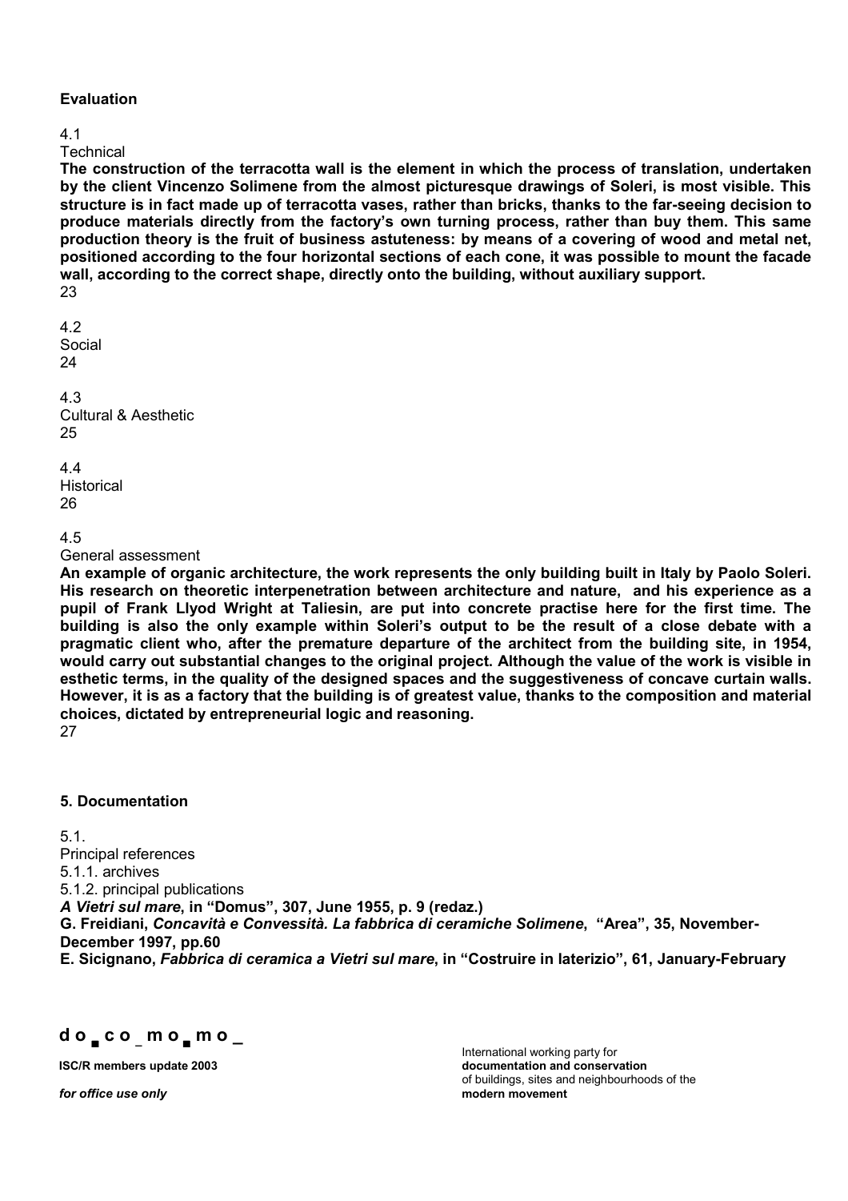**Evaluation**

4.1

Technical

**The construction of the terracotta wall is the element in which the process of translation, undertaken by the client Vincenzo Solimene from the almost picturesque drawings of Soleri, is most visible. This structure is in fact made up of terracotta vases, rather than bricks, thanks to the far-seeing decision to produce materials directly from the factory's own turning process, rather than buy them. This same production theory is the fruit of business astuteness: by means of a covering of wood and metal net, positioned according to the four horizontal sections of each cone, it was possible to mount the facade wall, according to the correct shape, directly onto the building, without auxiliary support.**

23

4.2

Social

24

4.3

Cultural & Aesthetic

25

4.4

Historical

26

4.5

General assessment

**An example of organic architecture, the work represents the only building built in Italy by Paolo Soleri. His research on theoretic interpenetration between architecture and nature, and his experience as a pupil of Frank Llyod Wright at Taliesin, are put into concrete practise here for the first time. The building is also the only example within Soleri's output to be the result of a close debate with a pragmatic client who, after the premature departure of the architect from the building site, in 1954, would carry out substantial changes to the original project. Although the value of the work is visible in esthetic terms, in the quality of the designed spaces and the suggestiveness of concave curtain walls. However, it is as a factory that the building is of greatest value, thanks to the composition and material choices, dictated by entrepreneurial logic and reasoning.**

27

**5. Documentation**

5.1.

Principal references

5.1.1. archives

5.1.2. principal publications

***A Vietri sul mare*, in "Domus", 307, June 1955, p. 9 (redaz.)**

**G. Freidiani, *Concavità e Convessità. La fabbrica di ceramiche Solimene*, "Area", 35, November-December 1997, pp.60**

**E. Sicignano, *Fabbrica di ceramica a Vietri sul mare*, in "Costruire in laterizio", 61, January-February**

**d o _ c o _ m o _ m o _**

**ISC/R members update 2003**

***for office use only***

International working party for
**documentation and conservation**
of buildings, sites and neighbourhoods of the
**modern movement**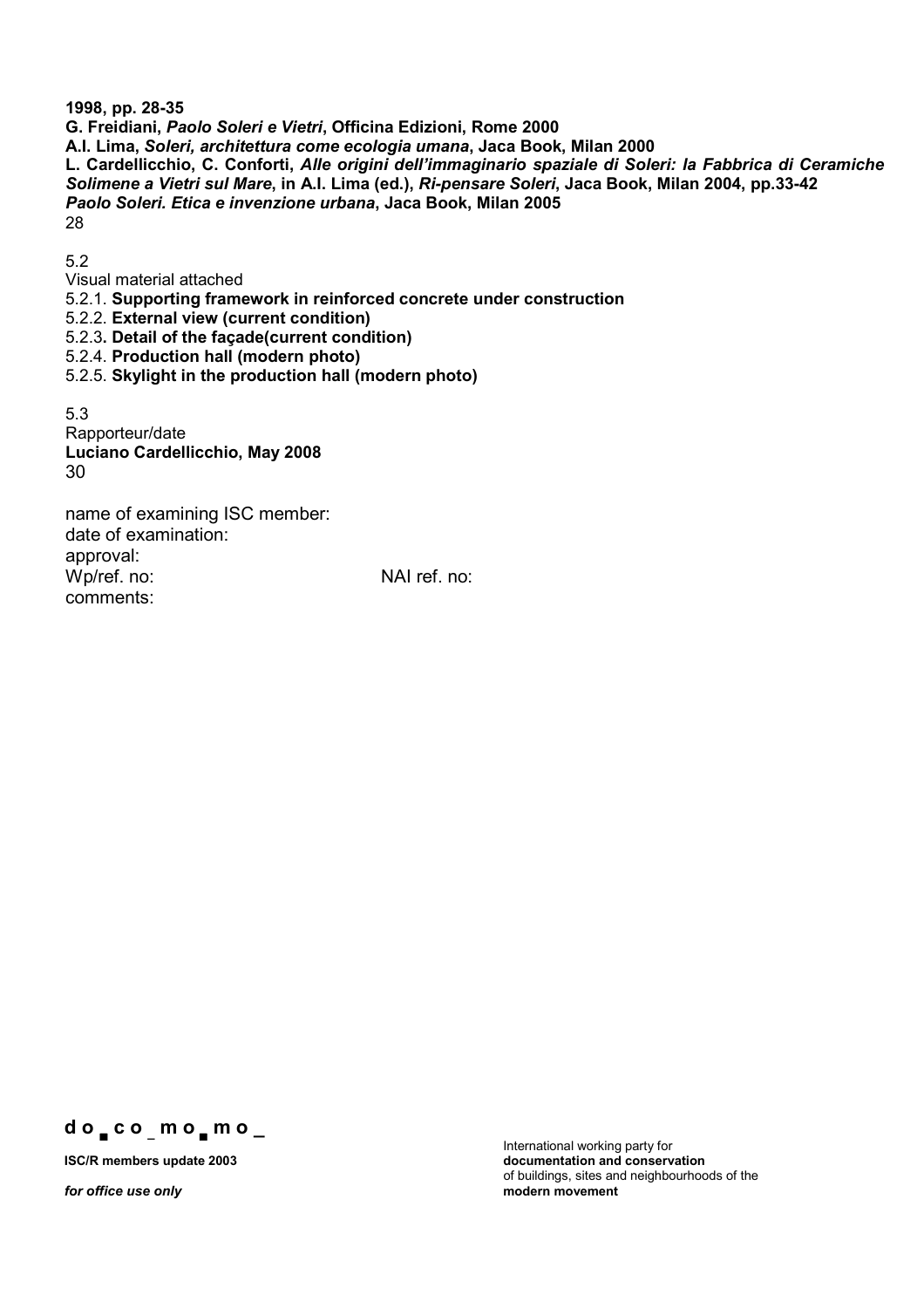**1998, pp. 28-35**
**G. Freidiani, *Paolo Soleri e Vietri*, Officina Edizioni, Rome 2000**
**A.I. Lima, *Soleri, architettura come ecologia umana*, Jaca Book, Milan 2000**
**L. Cardellicchio, C. Conforti, *Alle origini dell'immaginario spaziale di Soleri: la Fabbrica di Ceramiche Solimene a Vietri sul Mare*, in A.I. Lima (ed.), *Ri-pensare Soleri*, Jaca Book, Milan 2004, pp.33-42**
***Paolo Soleri. Etica e invenzione urbana*, Jaca Book, Milan 2005**
28

5.2
Visual material attached
5.2.1. **Supporting framework in reinforced concrete under construction**
5.2.2. **External view (current condition)**
5.2.3**. Detail of the façade(current condition)**
5.2.4. **Production hall (modern photo)**
5.2.5. **Skylight in the production hall (modern photo)**

5.3
Rapporteur/date
**Luciano Cardellicchio, May 2008**
30

name of examining ISC member:
date of examination:
approval:
Wp/ref. no: NAI ref. no:
comments:

**d o ▪ c o _ m o ▪ m o _**

**ISC/R members update 2003**

***for office use only***

International working party for
**documentation and conservation**
of buildings, sites and neighbourhoods of the
**modern movement**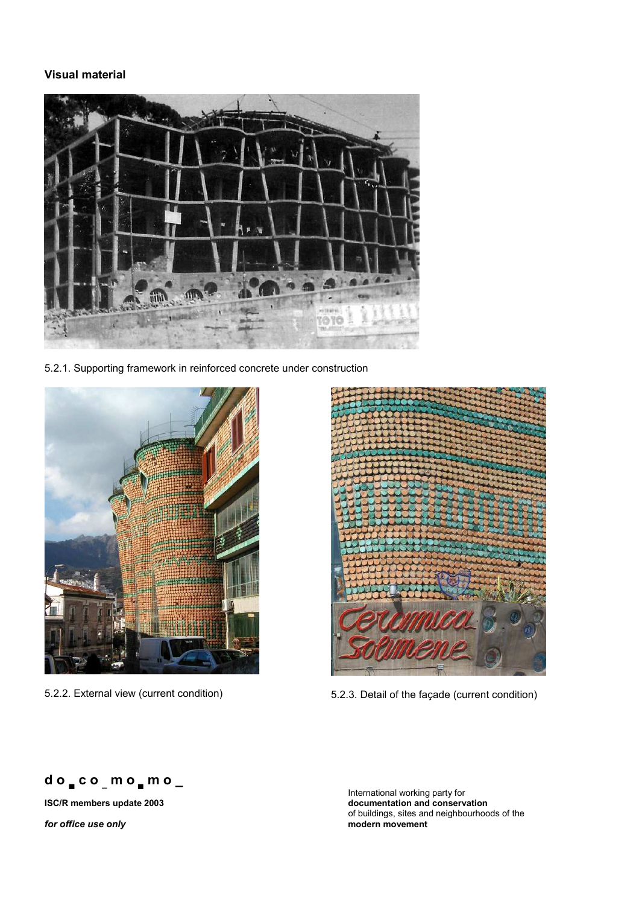**Visual material**

5.2.1. Supporting framework in reinforced concrete under construction

5.2.2. External view (current condition)

5.2.3. Detail of the façade (current condition)

**do_co_mo_mo_**

**ISC/R members update 2003**

***for office use only***

International working party for
**documentation and conservation**
of buildings, sites and neighbourhoods of the
**modern movement**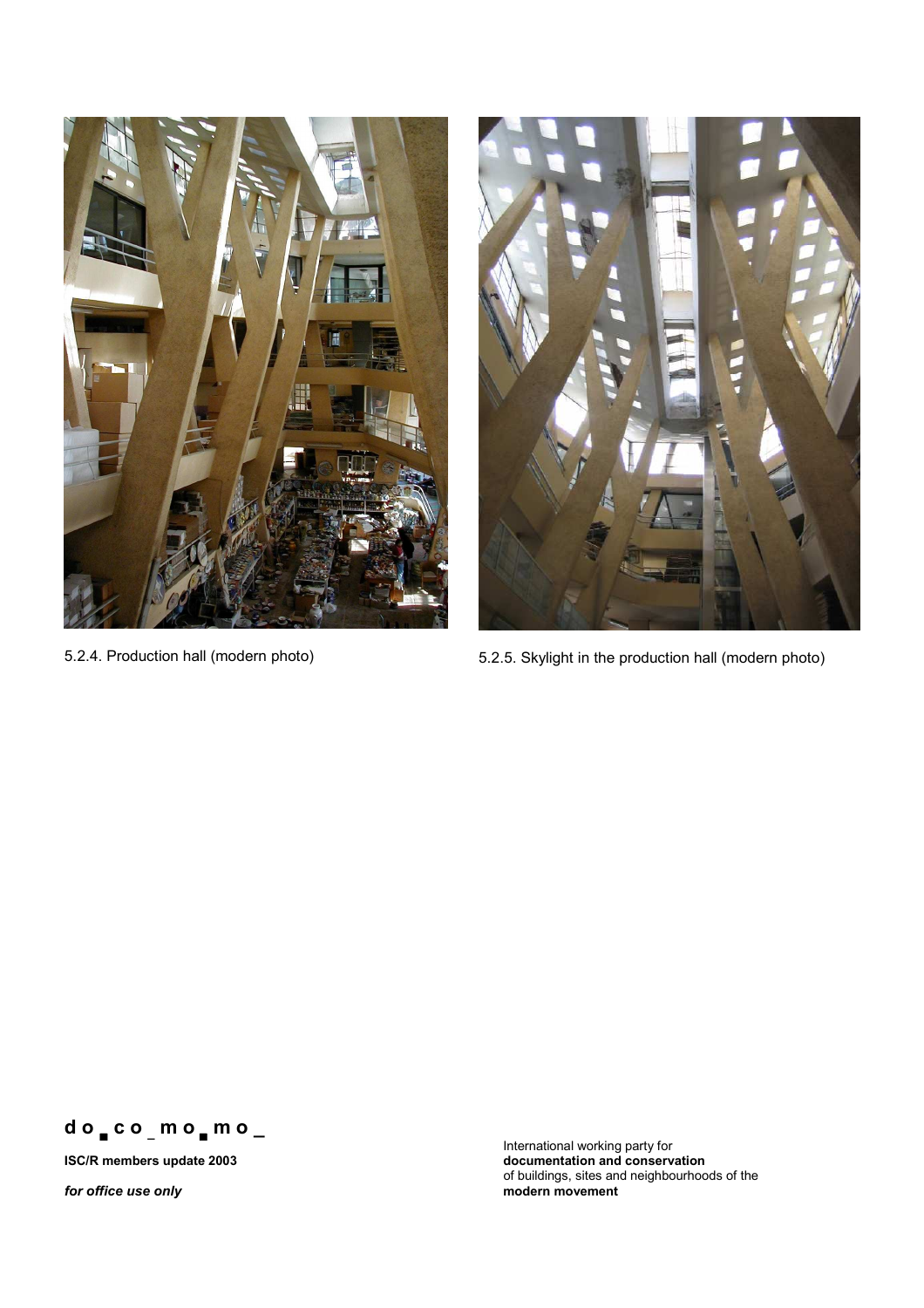5.2.4. Production hall (modern photo)

5.2.5. Skylight in the production hall (modern photo)

**d o c o m o m o**

**ISC/R members update 2003**

***for office use only***

International working party for
**documentation and conservation**
of buildings, sites and neighbourhoods of the
**modern movement**